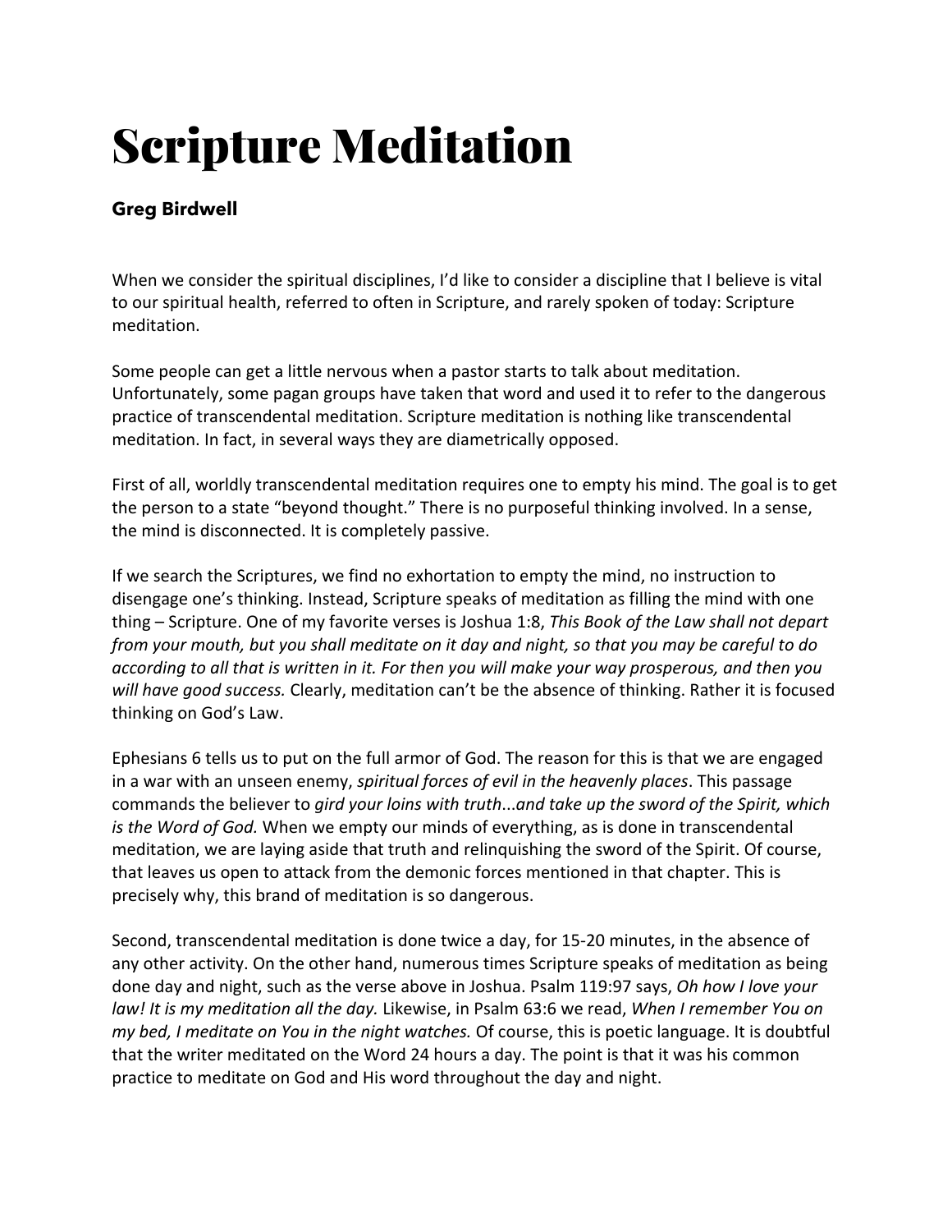# Scripture Meditation

**Greg Birdwell**

When we consider the spiritual disciplines, I'd like to consider a discipline that I believe is vital to our spiritual health, referred to often in Scripture, and rarely spoken of today: Scripture meditation.

Some people can get a little nervous when a pastor starts to talk about meditation. Unfortunately, some pagan groups have taken that word and used it to refer to the dangerous practice of transcendental meditation. Scripture meditation is nothing like transcendental meditation. In fact, in several ways they are diametrically opposed.

First of all, worldly transcendental meditation requires one to empty his mind. The goal is to get the person to a state "beyond thought." There is no purposeful thinking involved. In a sense, the mind is disconnected. It is completely passive.

If we search the Scriptures, we find no exhortation to empty the mind, no instruction to disengage one's thinking. Instead, Scripture speaks of meditation as filling the mind with one thing – Scripture. One of my favorite verses is Joshua 1:8, *This Book of the Law shall not depart from your mouth, but you shall meditate on it day and night, so that you may be careful to do according to all that is written in it. For then you will make your way prosperous, and then you will have good success.* Clearly, meditation can't be the absence of thinking. Rather it is focused thinking on God's Law.

Ephesians 6 tells us to put on the full armor of God. The reason for this is that we are engaged in a war with an unseen enemy, *spiritual forces of evil in the heavenly places*. This passage commands the believer to *gird your loins with truth*...*and take up the sword of the Spirit, which is the Word of God.* When we empty our minds of everything, as is done in transcendental meditation, we are laying aside that truth and relinquishing the sword of the Spirit. Of course, that leaves us open to attack from the demonic forces mentioned in that chapter. This is precisely why, this brand of meditation is so dangerous.

Second, transcendental meditation is done twice a day, for 15-20 minutes, in the absence of any other activity. On the other hand, numerous times Scripture speaks of meditation as being done day and night, such as the verse above in Joshua. Psalm 119:97 says, *Oh how I love your law! It is my meditation all the day.* Likewise, in Psalm 63:6 we read, *When I remember You on my bed, I meditate on You in the night watches.* Of course, this is poetic language. It is doubtful that the writer meditated on the Word 24 hours a day. The point is that it was his common practice to meditate on God and His word throughout the day and night.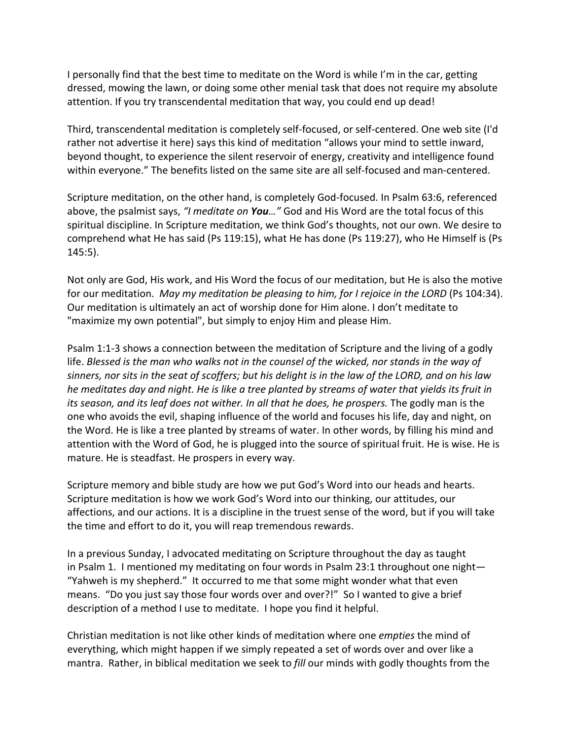I personally find that the best time to meditate on the Word is while I'm in the car, getting dressed, mowing the lawn, or doing some other menial task that does not require my absolute attention. If you try transcendental meditation that way, you could end up dead!

Third, transcendental meditation is completely self-focused, or self-centered. One web site (I'd rather not advertise it here) says this kind of meditation "allows your mind to settle inward, beyond thought, to experience the silent reservoir of energy, creativity and intelligence found within everyone." The benefits listed on the same site are all self-focused and man-centered.

Scripture meditation, on the other hand, is completely God-focused. In Psalm 63:6, referenced above, the psalmist says, *"I meditate on **You**…"* God and His Word are the total focus of this spiritual discipline. In Scripture meditation, we think God's thoughts, not our own. We desire to comprehend what He has said (Ps 119:15), what He has done (Ps 119:27), who He Himself is (Ps 145:5).

Not only are God, His work, and His Word the focus of our meditation, but He is also the motive for our meditation. *May my meditation be pleasing to him, for I rejoice in the LORD* (Ps 104:34). Our meditation is ultimately an act of worship done for Him alone. I don't meditate to "maximize my own potential", but simply to enjoy Him and please Him.

Psalm 1:1-3 shows a connection between the meditation of Scripture and the living of a godly life. *Blessed is the man who walks not in the counsel of the wicked, nor stands in the way of sinners, nor sits in the seat of scoffers; but his delight is in the law of the LORD, and on his law he meditates day and night. He is like a tree planted by streams of water that yields its fruit in its season, and its leaf does not wither. In all that he does, he prospers.* The godly man is the one who avoids the evil, shaping influence of the world and focuses his life, day and night, on the Word. He is like a tree planted by streams of water. In other words, by filling his mind and attention with the Word of God, he is plugged into the source of spiritual fruit. He is wise. He is mature. He is steadfast. He prospers in every way.

Scripture memory and bible study are how we put God's Word into our heads and hearts. Scripture meditation is how we work God's Word into our thinking, our attitudes, our affections, and our actions. It is a discipline in the truest sense of the word, but if you will take the time and effort to do it, you will reap tremendous rewards.

In a previous Sunday, I advocated meditating on Scripture throughout the day as taught in Psalm 1. I mentioned my meditating on four words in Psalm 23:1 throughout one night—"Yahweh is my shepherd." It occurred to me that some might wonder what that even means. "Do you just say those four words over and over?!" So I wanted to give a brief description of a method I use to meditate. I hope you find it helpful.

Christian meditation is not like other kinds of meditation where one *empties* the mind of everything, which might happen if we simply repeated a set of words over and over like a mantra. Rather, in biblical meditation we seek to *fill* our minds with godly thoughts from the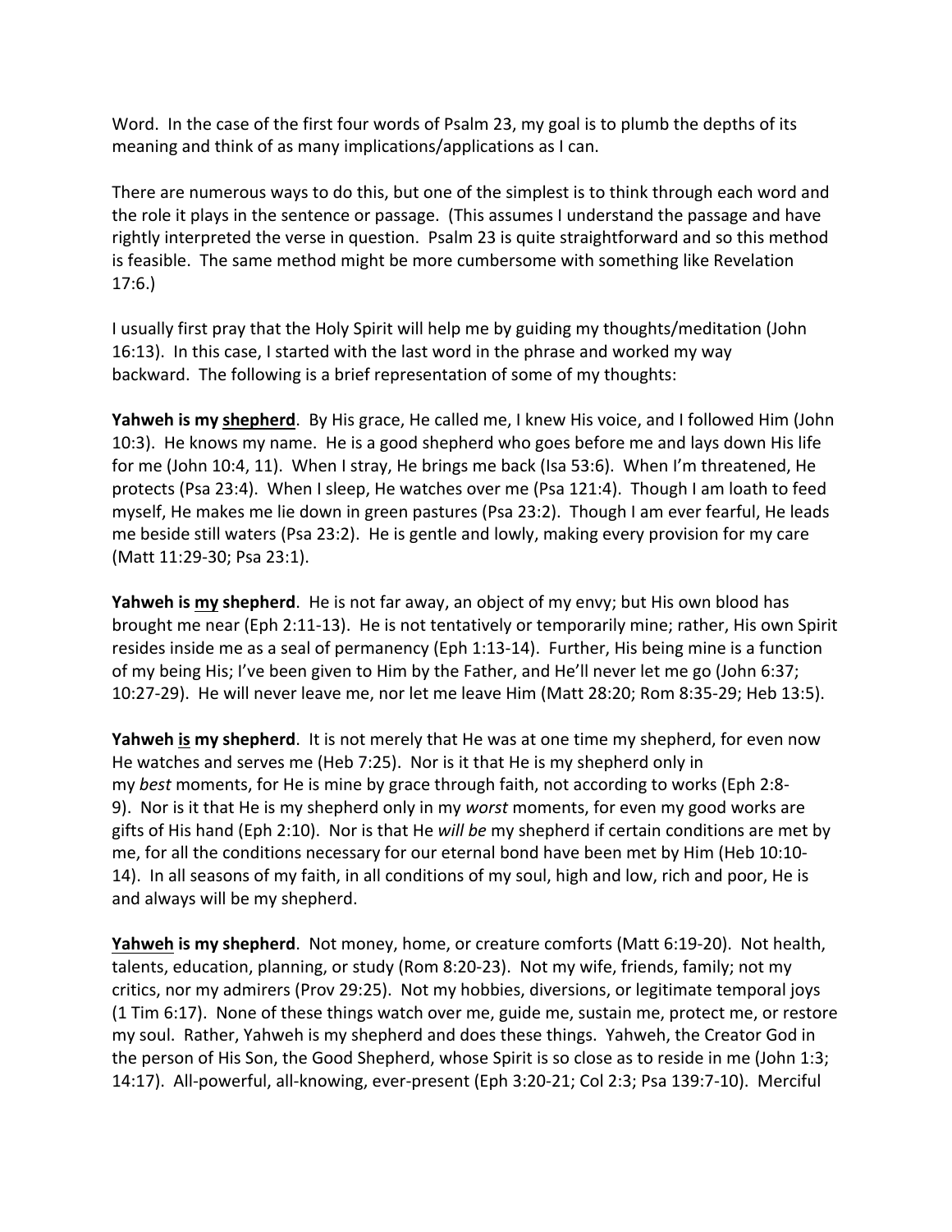Word. In the case of the first four words of Psalm 23, my goal is to plumb the depths of its meaning and think of as many implications/applications as I can.

There are numerous ways to do this, but one of the simplest is to think through each word and the role it plays in the sentence or passage. (This assumes I understand the passage and have rightly interpreted the verse in question. Psalm 23 is quite straightforward and so this method is feasible. The same method might be more cumbersome with something like Revelation 17:6.)

I usually first pray that the Holy Spirit will help me by guiding my thoughts/meditation (John 16:13). In this case, I started with the last word in the phrase and worked my way backward. The following is a brief representation of some of my thoughts:

**Yahweh is my <u>shepherd</u>**. By His grace, He called me, I knew His voice, and I followed Him (John 10:3). He knows my name. He is a good shepherd who goes before me and lays down His life for me (John 10:4, 11). When I stray, He brings me back (Isa 53:6). When I'm threatened, He protects (Psa 23:4). When I sleep, He watches over me (Psa 121:4). Though I am loath to feed myself, He makes me lie down in green pastures (Psa 23:2). Though I am ever fearful, He leads me beside still waters (Psa 23:2). He is gentle and lowly, making every provision for my care (Matt 11:29-30; Psa 23:1).

**Yahweh is <u>my</u> shepherd**. He is not far away, an object of my envy; but His own blood has brought me near (Eph 2:11-13). He is not tentatively or temporarily mine; rather, His own Spirit resides inside me as a seal of permanency (Eph 1:13-14). Further, His being mine is a function of my being His; I've been given to Him by the Father, and He'll never let me go (John 6:37; 10:27-29). He will never leave me, nor let me leave Him (Matt 28:20; Rom 8:35-29; Heb 13:5).

**Yahweh <u>is</u> my shepherd**. It is not merely that He was at one time my shepherd, for even now He watches and serves me (Heb 7:25). Nor is it that He is my shepherd only in my *best* moments, for He is mine by grace through faith, not according to works (Eph 2:8-9). Nor is it that He is my shepherd only in my *worst* moments, for even my good works are gifts of His hand (Eph 2:10). Nor is that He *will be* my shepherd if certain conditions are met by me, for all the conditions necessary for our eternal bond have been met by Him (Heb 10:10-14). In all seasons of my faith, in all conditions of my soul, high and low, rich and poor, He is and always will be my shepherd.

**<u>Yahweh</u> is my shepherd**. Not money, home, or creature comforts (Matt 6:19-20). Not health, talents, education, planning, or study (Rom 8:20-23). Not my wife, friends, family; not my critics, nor my admirers (Prov 29:25). Not my hobbies, diversions, or legitimate temporal joys (1 Tim 6:17). None of these things watch over me, guide me, sustain me, protect me, or restore my soul. Rather, Yahweh is my shepherd and does these things. Yahweh, the Creator God in the person of His Son, the Good Shepherd, whose Spirit is so close as to reside in me (John 1:3; 14:17). All-powerful, all-knowing, ever-present (Eph 3:20-21; Col 2:3; Psa 139:7-10). Merciful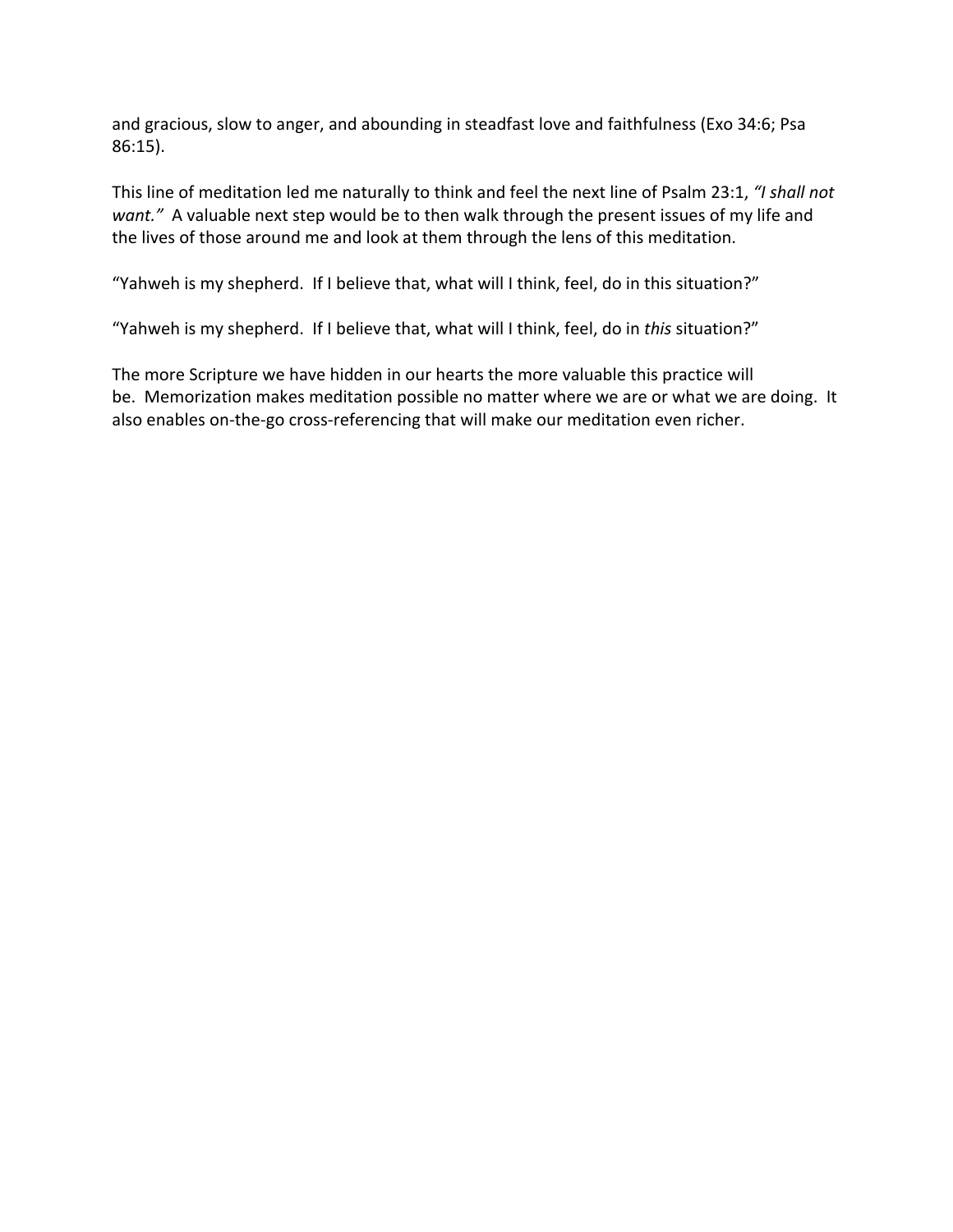and gracious, slow to anger, and abounding in steadfast love and faithfulness (Exo 34:6; Psa 86:15).

This line of meditation led me naturally to think and feel the next line of Psalm 23:1, *"I shall not want."* A valuable next step would be to then walk through the present issues of my life and the lives of those around me and look at them through the lens of this meditation.

"Yahweh is my shepherd. If I believe that, what will I think, feel, do in this situation?"

"Yahweh is my shepherd. If I believe that, what will I think, feel, do in *this* situation?"

The more Scripture we have hidden in our hearts the more valuable this practice will be. Memorization makes meditation possible no matter where we are or what we are doing. It also enables on-the-go cross-referencing that will make our meditation even richer.